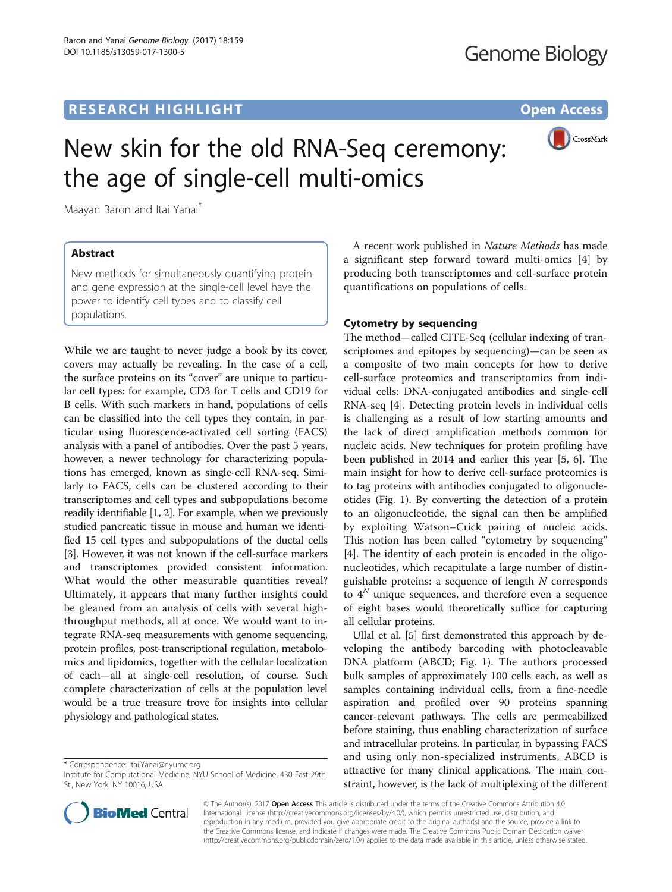# New skin for the old RNA-Seq ceremony: the age of single-cell multi-omics

Maayan Baron and Itai Yanai*

## Abstract

New methods for simultaneously quantifying protein and gene expression at the single-cell level have the power to identify cell types and to classify cell populations.

While we are taught to never judge a book by its cover, covers may actually be revealing. In the case of a cell, the surface proteins on its "cover" are unique to particular cell types: for example, CD3 for T cells and CD19 for B cells. With such markers in hand, populations of cells can be classified into the cell types they contain, in particular using fluorescence-activated cell sorting (FACS) analysis with a panel of antibodies. Over the past 5 years, however, a newer technology for characterizing populations has emerged, known as single-cell RNA-seq. Similarly to FACS, cells can be clustered according to their transcriptomes and cell types and subpopulations become readily identifiable [1, 2]. For example, when we previously studied pancreatic tissue in mouse and human we identified 15 cell types and subpopulations of the ductal cells [3]. However, it was not known if the cell-surface markers and transcriptomes provided consistent information. What would the other measurable quantities reveal? Ultimately, it appears that many further insights could be gleaned from an analysis of cells with several high-throughput methods, all at once. We would want to integrate RNA-seq measurements with genome sequencing, protein profiles, post-transcriptional regulation, metabolomics and lipidomics, together with the cellular localization of each—all at single-cell resolution, of course. Such complete characterization of cells at the population level would be a true treasure trove for insights into cellular physiology and pathological states.

\* Correspondence: Itai.Yanai@nyumc.org
Institute for Computational Medicine, NYU School of Medicine, 430 East 29th St., New York, NY 10016, USA

A recent work published in *Nature Methods* has made a significant step forward toward multi-omics [4] by producing both transcriptomes and cell-surface protein quantifications on populations of cells.

## Cytometry by sequencing

The method—called CITE-Seq (cellular indexing of transcriptomes and epitopes by sequencing)—can be seen as a composite of two main concepts for how to derive cell-surface proteomics and transcriptomics from individual cells: DNA-conjugated antibodies and single-cell RNA-seq [4]. Detecting protein levels in individual cells is challenging as a result of low starting amounts and the lack of direct amplification methods common for nucleic acids. New techniques for protein profiling have been published in 2014 and earlier this year [5, 6]. The main insight for how to derive cell-surface proteomics is to tag proteins with antibodies conjugated to oligonucleotides (Fig. 1). By converting the detection of a protein to an oligonucleotide, the signal can then be amplified by exploiting Watson–Crick pairing of nucleic acids. This notion has been called "cytometry by sequencing" [4]. The identity of each protein is encoded in the oligonucleotides, which recapitulate a large number of distinguishable proteins: a sequence of length $N$ corresponds to $4^N$ unique sequences, and therefore even a sequence of eight bases would theoretically suffice for capturing all cellular proteins.

Ullal et al. [5] first demonstrated this approach by developing the antibody barcoding with photocleavable DNA platform (ABCD; Fig. 1). The authors processed bulk samples of approximately 100 cells each, as well as samples containing individual cells, from a fine-needle aspiration and profiled over 90 proteins spanning cancer-relevant pathways. The cells are permeabilized before staining, thus enabling characterization of surface and intracellular proteins. In particular, in bypassing FACS and using only non-specialized instruments, ABCD is attractive for many clinical applications. The main constraint, however, is the lack of multiplexing of the different

© The Author(s). 2017 **Open Access** This article is distributed under the terms of the Creative Commons Attribution 4.0 International License (http://creativecommons.org/licenses/by/4.0/), which permits unrestricted use, distribution, and reproduction in any medium, provided you give appropriate credit to the original author(s) and the source, provide a link to the Creative Commons license, and indicate if changes were made. The Creative Commons Public Domain Dedication waiver (http://creativecommons.org/publicdomain/zero/1.0/) applies to the data made available in this article, unless otherwise stated.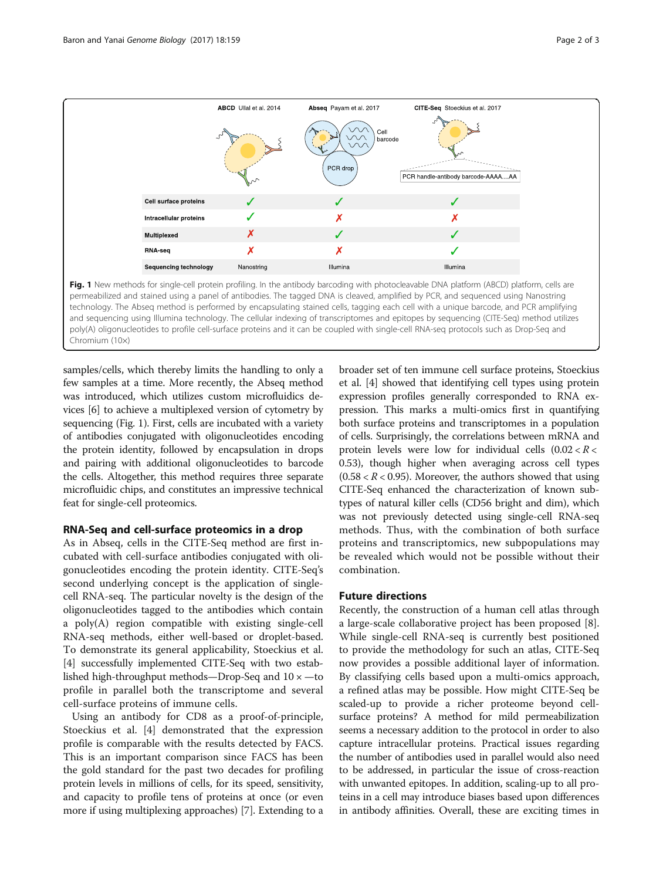| | ABCD Ullal et al. 2014 | Abseq Payam et al. 2017 | CITE-Seq Stoeckius et al. 2017 |
|---|---|---|---|
| Cell surface proteins | ✓ | ✓ | ✓ |
| Intracellular proteins | ✓ | ✗ | ✗ |
| Multiplexed | ✗ | ✓ | ✓ |
| RNA-seq | ✗ | ✗ | ✓ |
| Sequencing technology | Nanostring | Illumina | Illumina |

**Fig. 1** New methods for single-cell protein profiling. In the antibody barcoding with photocleavable DNA (ABCD) platform, cells are permeabilized and stained using a panel of antibodies. The tagged DNA is cleaved, amplified by PCR, and sequenced using Nanostring technology. The Abseq method is performed by encapsulating stained cells, tagging each cell with a unique barcode, and PCR amplifying and sequencing using Illumina technology. The cellular indexing of transcriptomes and epitopes by sequencing (CITE-Seq) method utilizes poly(A) oligonucleotides to profile cell-surface proteins and it can be coupled with single-cell RNA-seq protocols such as Drop-Seq and Chromium (10×)

samples/cells, which thereby limits the handling to only a few samples at a time. More recently, the Abseq method was introduced, which utilizes custom microfluidics devices [6] to achieve a multiplexed version of cytometry by sequencing (Fig. 1). First, cells are incubated with a variety of antibodies conjugated with oligonucleotides encoding the protein identity, followed by encapsulation in drops and pairing with additional oligonucleotides to barcode the cells. Altogether, this method requires three separate microfluidic chips, and constitutes an impressive technical feat for single-cell proteomics.

## RNA-Seq and cell-surface proteomics in a drop

As in Abseq, cells in the CITE-Seq method are first incubated with cell-surface antibodies conjugated with oligonucleotides encoding the protein identity. CITE-Seq's second underlying concept is the application of single-cell RNA-seq. The particular novelty is the design of the oligonucleotides tagged to the antibodies which contain a poly(A) region compatible with existing single-cell RNA-seq methods, either well-based or droplet-based. To demonstrate its general applicability, Stoeckius et al. [4] successfully implemented CITE-Seq with two established high-throughput methods—Drop-Seq and 10 × —to profile in parallel both the transcriptome and several cell-surface proteins of immune cells.

Using an antibody for CD8 as a proof-of-principle, Stoeckius et al. [4] demonstrated that the expression profile is comparable with the results detected by FACS. This is an important comparison since FACS has been the gold standard for the past two decades for profiling protein levels in millions of cells, for its speed, sensitivity, and capacity to profile tens of proteins at once (or even more if using multiplexing approaches) [7]. Extending to a broader set of ten immune cell surface proteins, Stoeckius et al. [4] showed that identifying cell types using protein expression profiles generally corresponded to RNA expression. This marks a multi-omics first in quantifying both surface proteins and transcriptomes in a population of cells. Surprisingly, the correlations between mRNA and protein levels were low for individual cells ($0.02 < R < 0.53$), though higher when averaging across cell types ($0.58 < R < 0.95$). Moreover, the authors showed that using CITE-Seq enhanced the characterization of known subtypes of natural killer cells (CD56 bright and dim), which was not previously detected using single-cell RNA-seq methods. Thus, with the combination of both surface proteins and transcriptomics, new subpopulations may be revealed which would not be possible without their combination.

## Future directions

Recently, the construction of a human cell atlas through a large-scale collaborative project has been proposed [8]. While single-cell RNA-seq is currently best positioned to provide the methodology for such an atlas, CITE-Seq now provides a possible additional layer of information. By classifying cells based upon a multi-omics approach, a refined atlas may be possible. How might CITE-Seq be scaled-up to provide a richer proteome beyond cell-surface proteins? A method for mild permeabilization seems a necessary addition to the protocol in order to also capture intracellular proteins. Practical issues regarding the number of antibodies used in parallel would also need to be addressed, in particular the issue of cross-reaction with unwanted epitopes. In addition, scaling-up to all proteins in a cell may introduce biases based upon differences in antibody affinities. Overall, these are exciting times in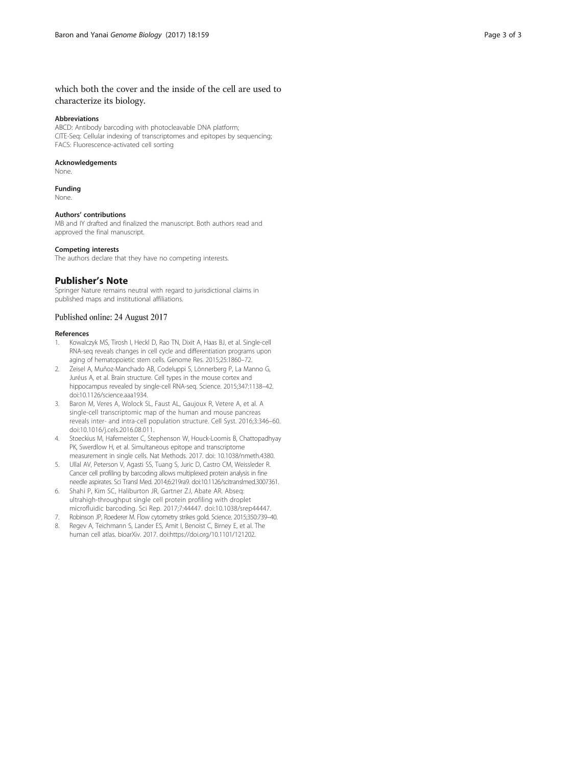which both the cover and the inside of the cell are used to characterize its biology.

### Abbreviations

ABCD: Antibody barcoding with photocleavable DNA platform; CITE-Seq: Cellular indexing of transcriptomes and epitopes by sequencing; FACS: Fluorescence-activated cell sorting

### Acknowledgements

None.

### Funding

None.

### Authors' contributions

MB and IY drafted and finalized the manuscript. Both authors read and approved the final manuscript.

### Competing interests

The authors declare that they have no competing interests.

## Publisher's Note

Springer Nature remains neutral with regard to jurisdictional claims in published maps and institutional affiliations.

Published online: 24 August 2017

### References

1. Kowalczyk MS, Tirosh I, Heckl D, Rao TN, Dixit A, Haas BJ, et al. Single-cell RNA-seq reveals changes in cell cycle and differentiation programs upon aging of hematopoietic stem cells. Genome Res. 2015;25:1860–72.
2. Zeisel A, Muñoz-Manchado AB, Codeluppi S, Lönnerberg P, La Manno G, Juréus A, et al. Brain structure. Cell types in the mouse cortex and hippocampus revealed by single-cell RNA-seq. Science. 2015;347:1138–42. doi:10.1126/science.aaa1934.
3. Baron M, Veres A, Wolock SL, Faust AL, Gaujoux R, Vetere A, et al. A single-cell transcriptomic map of the human and mouse pancreas reveals inter- and intra-cell population structure. Cell Syst. 2016;3:346–60. doi:10.1016/j.cels.2016.08.011.
4. Stoeckius M, Hafemeister C, Stephenson W, Houck-Loomis B, Chattopadhyay PK, Swerdlow H, et al. Simultaneous epitope and transcriptome measurement in single cells. Nat Methods. 2017. doi: 10.1038/nmeth.4380.
5. Ullal AV, Peterson V, Agasti SS, Tuang S, Juric D, Castro CM, Weissleder R. Cancer cell profiling by barcoding allows multiplexed protein analysis in fine needle aspirates. Sci Transl Med. 2014;6:219ra9. doi:10.1126/scitranslmed.3007361.
6. Shahi P, Kim SC, Haliburton JR, Gartner ZJ, Abate AR. Abseq: ultrahigh-throughput single cell protein profiling with droplet microfluidic barcoding. Sci Rep. 2017;7:44447. doi:10.1038/srep44447.
7. Robinson JP, Roederer M. Flow cytometry strikes gold. Science. 2015;350:739–40.
8. Regev A, Teichmann S, Lander ES, Amit I, Benoist C, Birney E, et al. The human cell atlas. bioarXiv. 2017. doi:https://doi.org/10.1101/121202.